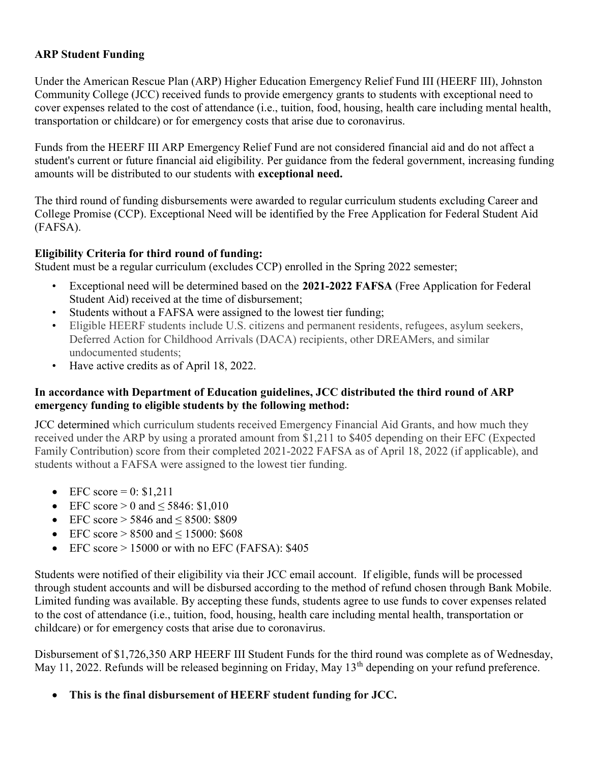**ARP Student Funding**

Under the American Rescue Plan (ARP) Higher Education Emergency Relief Fund III (HEERF III), Johnston Community College (JCC) received funds to provide emergency grants to students with exceptional need to cover expenses related to the cost of attendance (i.e., tuition, food, housing, health care including mental health, transportation or childcare) or for emergency costs that arise due to coronavirus.

Funds from the HEERF III ARP Emergency Relief Fund are not considered financial aid and do not affect a student's current or future financial aid eligibility. Per guidance from the federal government, increasing funding amounts will be distributed to our students with **exceptional need.**

The third round of funding disbursements were awarded to regular curriculum students excluding Career and College Promise (CCP). Exceptional Need will be identified by the Free Application for Federal Student Aid (FAFSA).

**Eligibility Criteria for third round of funding:**

Student must be a regular curriculum (excludes CCP) enrolled in the Spring 2022 semester;

- Exceptional need will be determined based on the **2021-2022 FAFSA** (Free Application for Federal Student Aid) received at the time of disbursement;
- Students without a FAFSA were assigned to the lowest tier funding;
- Eligible HEERF students include U.S. citizens and permanent residents, refugees, asylum seekers, Deferred Action for Childhood Arrivals (DACA) recipients, other DREAMers, and similar undocumented students;
- Have active credits as of April 18, 2022.

**In accordance with Department of Education guidelines, JCC distributed the third round of ARP emergency funding to eligible students by the following method:**

JCC determined which curriculum students received Emergency Financial Aid Grants, and how much they received under the ARP by using a prorated amount from $1,211 to $405 depending on their EFC (Expected Family Contribution) score from their completed 2021-2022 FAFSA as of April 18, 2022 (if applicable), and students without a FAFSA were assigned to the lowest tier funding.

- EFC score = 0: $1,211
- EFC score > 0 and ≤ 5846: $1,010
- EFC score > 5846 and ≤ 8500: $809
- EFC score > 8500 and ≤ 15000: $608
- EFC score > 15000 or with no EFC (FAFSA): $405

Students were notified of their eligibility via their JCC email account. If eligible, funds will be processed through student accounts and will be disbursed according to the method of refund chosen through Bank Mobile. Limited funding was available. By accepting these funds, students agree to use funds to cover expenses related to the cost of attendance (i.e., tuition, food, housing, health care including mental health, transportation or childcare) or for emergency costs that arise due to coronavirus.

Disbursement of $1,726,350 ARP HEERF III Student Funds for the third round was complete as of Wednesday, May 11, 2022. Refunds will be released beginning on Friday, May 13th depending on your refund preference.

- **This is the final disbursement of HEERF student funding for JCC.**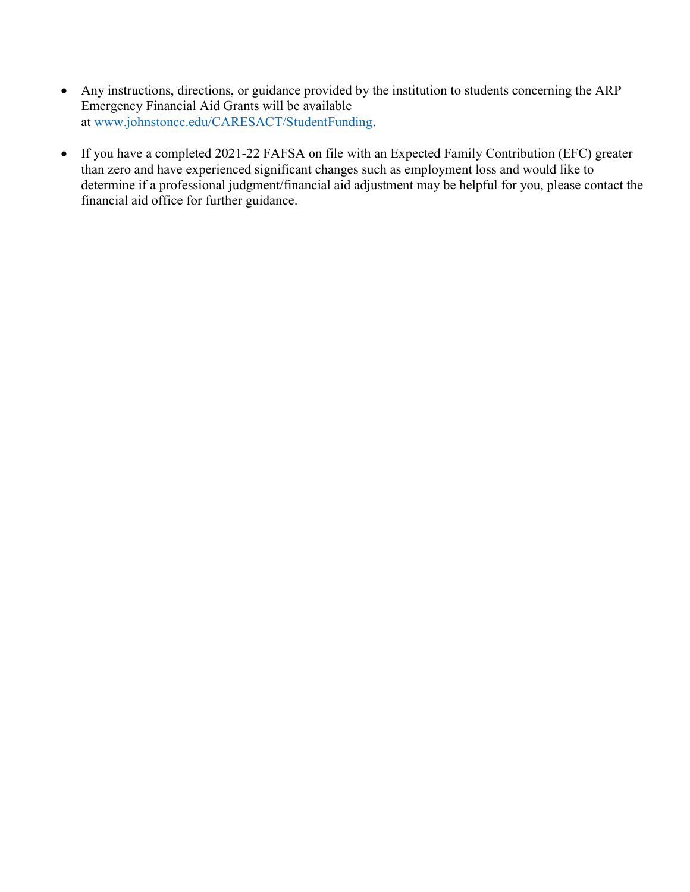- Any instructions, directions, or guidance provided by the institution to students concerning the ARP Emergency Financial Aid Grants will be available at [www.johnstoncc.edu/CARESACT/StudentFunding](http://www.johnstoncc.edu/CARESACT/StudentFunding).

- If you have a completed 2021-22 FAFSA on file with an Expected Family Contribution (EFC) greater than zero and have experienced significant changes such as employment loss and would like to determine if a professional judgment/financial aid adjustment may be helpful for you, please contact the financial aid office for further guidance.